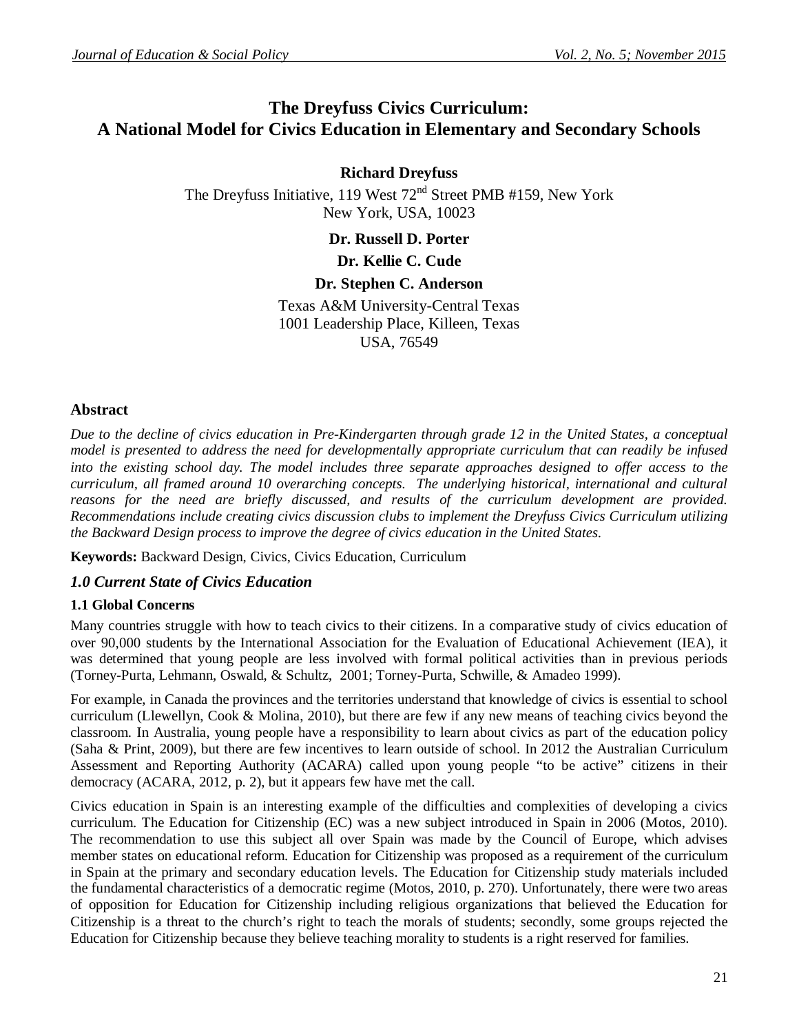# The Dreyfuss Civics Curriculum: A National Model for Civics Education in Elementary and Secondary Schools

**Richard Dreyfuss**

The Dreyfuss Initiative, 119 West 72nd Street PMB #159, New York
New York, USA, 10023

**Dr. Russell D. Porter**

**Dr. Kellie C. Cude**

**Dr. Stephen C. Anderson**

Texas A&M University-Central Texas
1001 Leadership Place, Killeen, Texas
USA, 76549

## Abstract

*Due to the decline of civics education in Pre-Kindergarten through grade 12 in the United States, a conceptual model is presented to address the need for developmentally appropriate curriculum that can readily be infused into the existing school day. The model includes three separate approaches designed to offer access to the curriculum, all framed around 10 overarching concepts. The underlying historical, international and cultural reasons for the need are briefly discussed, and results of the curriculum development are provided. Recommendations include creating civics discussion clubs to implement the Dreyfuss Civics Curriculum utilizing the Backward Design process to improve the degree of civics education in the United States.*

**Keywords:** Backward Design, Civics, Civics Education, Curriculum

## *1.0 Current State of Civics Education*

### 1.1 Global Concerns

Many countries struggle with how to teach civics to their citizens. In a comparative study of civics education of over 90,000 students by the International Association for the Evaluation of Educational Achievement (IEA), it was determined that young people are less involved with formal political activities than in previous periods (Torney-Purta, Lehmann, Oswald, & Schultz, 2001; Torney-Purta, Schwille, & Amadeo 1999).

For example, in Canada the provinces and the territories understand that knowledge of civics is essential to school curriculum (Llewellyn, Cook & Molina, 2010), but there are few if any new means of teaching civics beyond the classroom. In Australia, young people have a responsibility to learn about civics as part of the education policy (Saha & Print, 2009), but there are few incentives to learn outside of school. In 2012 the Australian Curriculum Assessment and Reporting Authority (ACARA) called upon young people "to be active" citizens in their democracy (ACARA, 2012, p. 2), but it appears few have met the call.

Civics education in Spain is an interesting example of the difficulties and complexities of developing a civics curriculum. The Education for Citizenship (EC) was a new subject introduced in Spain in 2006 (Motos, 2010). The recommendation to use this subject all over Spain was made by the Council of Europe, which advises member states on educational reform. Education for Citizenship was proposed as a requirement of the curriculum in Spain at the primary and secondary education levels. The Education for Citizenship study materials included the fundamental characteristics of a democratic regime (Motos, 2010, p. 270). Unfortunately, there were two areas of opposition for Education for Citizenship including religious organizations that believed the Education for Citizenship is a threat to the church's right to teach the morals of students; secondly, some groups rejected the Education for Citizenship because they believe teaching morality to students is a right reserved for families.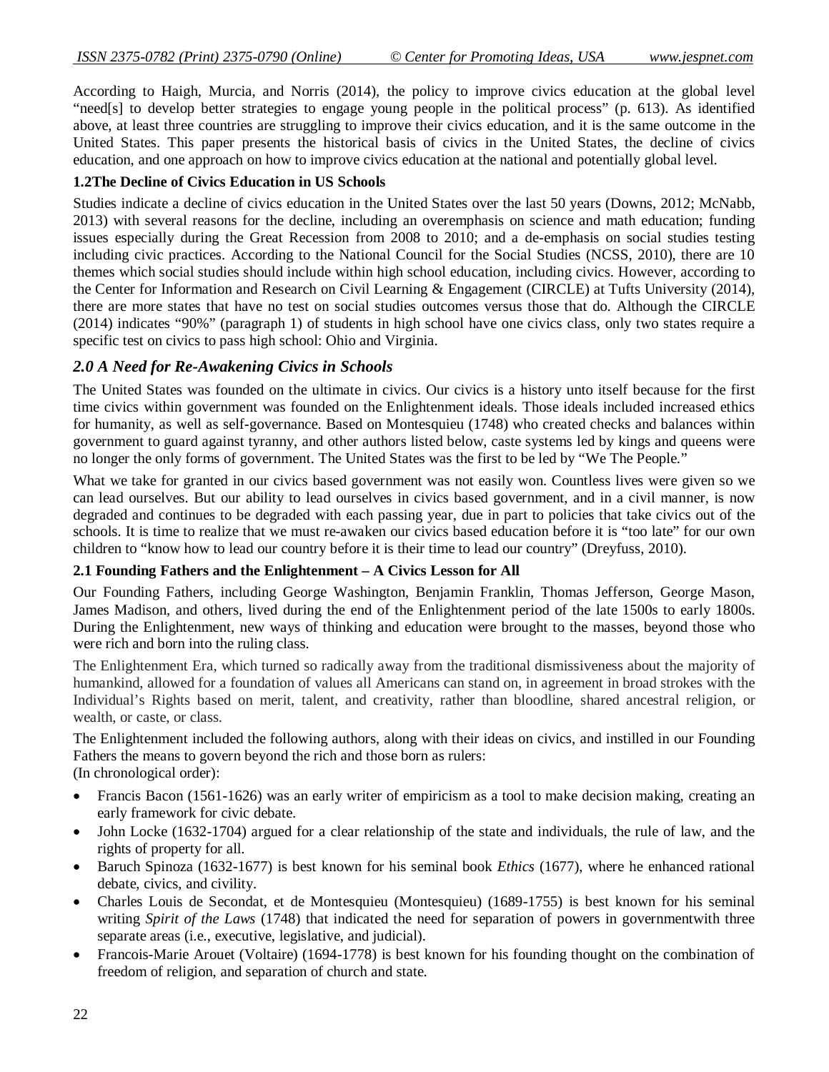According to Haigh, Murcia, and Norris (2014), the policy to improve civics education at the global level "need[s] to develop better strategies to engage young people in the political process" (p. 613). As identified above, at least three countries are struggling to improve their civics education, and it is the same outcome in the United States. This paper presents the historical basis of civics in the United States, the decline of civics education, and one approach on how to improve civics education at the national and potentially global level.

### 1.2The Decline of Civics Education in US Schools

Studies indicate a decline of civics education in the United States over the last 50 years (Downs, 2012; McNabb, 2013) with several reasons for the decline, including an overemphasis on science and math education; funding issues especially during the Great Recession from 2008 to 2010; and a de-emphasis on social studies testing including civic practices. According to the National Council for the Social Studies (NCSS, 2010), there are 10 themes which social studies should include within high school education, including civics. However, according to the Center for Information and Research on Civil Learning & Engagement (CIRCLE) at Tufts University (2014), there are more states that have no test on social studies outcomes versus those that do. Although the CIRCLE (2014) indicates "90%" (paragraph 1) of students in high school have one civics class, only two states require a specific test on civics to pass high school: Ohio and Virginia.

## *2.0 A Need for Re-Awakening Civics in Schools*

The United States was founded on the ultimate in civics. Our civics is a history unto itself because for the first time civics within government was founded on the Enlightenment ideals. Those ideals included increased ethics for humanity, as well as self-governance. Based on Montesquieu (1748) who created checks and balances within government to guard against tyranny, and other authors listed below, caste systems led by kings and queens were no longer the only forms of government. The United States was the first to be led by "We The People."

What we take for granted in our civics based government was not easily won. Countless lives were given so we can lead ourselves. But our ability to lead ourselves in civics based government, and in a civil manner, is now degraded and continues to be degraded with each passing year, due in part to policies that take civics out of the schools. It is time to realize that we must re-awaken our civics based education before it is "too late" for our own children to "know how to lead our country before it is their time to lead our country" (Dreyfuss, 2010).

### 2.1 Founding Fathers and the Enlightenment – A Civics Lesson for All

Our Founding Fathers, including George Washington, Benjamin Franklin, Thomas Jefferson, George Mason, James Madison, and others, lived during the end of the Enlightenment period of the late 1500s to early 1800s. During the Enlightenment, new ways of thinking and education were brought to the masses, beyond those who were rich and born into the ruling class.

The Enlightenment Era, which turned so radically away from the traditional dismissiveness about the majority of humankind, allowed for a foundation of values all Americans can stand on, in agreement in broad strokes with the Individual's Rights based on merit, talent, and creativity, rather than bloodline, shared ancestral religion, or wealth, or caste, or class.

The Enlightenment included the following authors, along with their ideas on civics, and instilled in our Founding Fathers the means to govern beyond the rich and those born as rulers:
(In chronological order):

- Francis Bacon (1561-1626) was an early writer of empiricism as a tool to make decision making, creating an early framework for civic debate.
- John Locke (1632-1704) argued for a clear relationship of the state and individuals, the rule of law, and the rights of property for all.
- Baruch Spinoza (1632-1677) is best known for his seminal book *Ethics* (1677), where he enhanced rational debate, civics, and civility.
- Charles Louis de Secondat, et de Montesquieu (Montesquieu) (1689-1755) is best known for his seminal writing *Spirit of the Laws* (1748) that indicated the need for separation of powers in governmentwith three separate areas (i.e., executive, legislative, and judicial).
- Francois-Marie Arouet (Voltaire) (1694-1778) is best known for his founding thought on the combination of freedom of religion, and separation of church and state.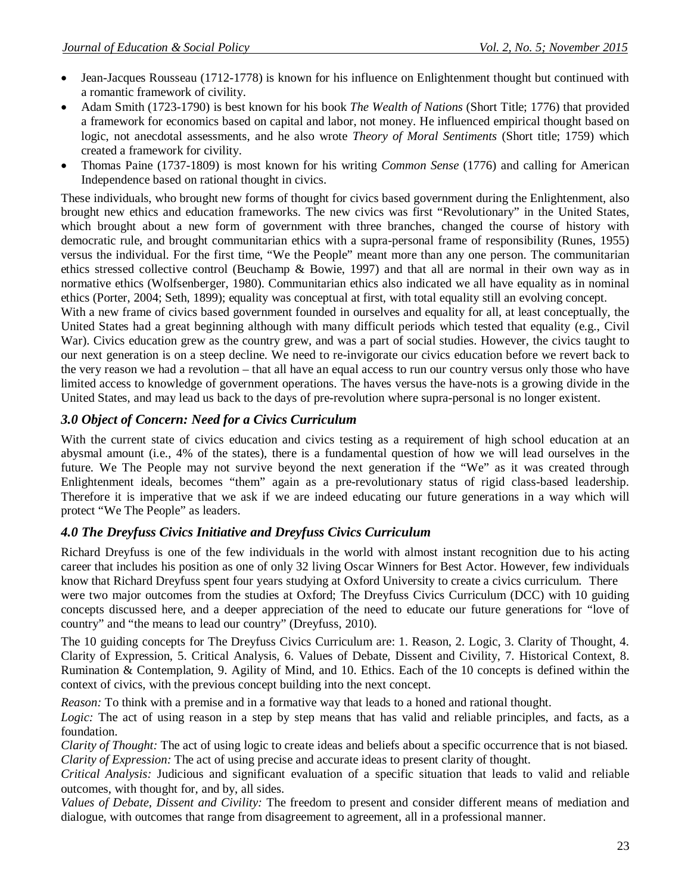- Jean-Jacques Rousseau (1712-1778) is known for his influence on Enlightenment thought but continued with a romantic framework of civility.
- Adam Smith (1723-1790) is best known for his book *The Wealth of Nations* (Short Title; 1776) that provided a framework for economics based on capital and labor, not money. He influenced empirical thought based on logic, not anecdotal assessments, and he also wrote *Theory of Moral Sentiments* (Short title; 1759) which created a framework for civility.
- Thomas Paine (1737-1809) is most known for his writing *Common Sense* (1776) and calling for American Independence based on rational thought in civics.

These individuals, who brought new forms of thought for civics based government during the Enlightenment, also brought new ethics and education frameworks. The new civics was first "Revolutionary" in the United States, which brought about a new form of government with three branches, changed the course of history with democratic rule, and brought communitarian ethics with a supra-personal frame of responsibility (Runes, 1955) versus the individual. For the first time, "We the People" meant more than any one person. The communitarian ethics stressed collective control (Beuchamp & Bowie, 1997) and that all are normal in their own way as in normative ethics (Wolfsenberger, 1980). Communitarian ethics also indicated we all have equality as in nominal ethics (Porter, 2004; Seth, 1899); equality was conceptual at first, with total equality still an evolving concept.

With a new frame of civics based government founded in ourselves and equality for all, at least conceptually, the United States had a great beginning although with many difficult periods which tested that equality (e.g., Civil War). Civics education grew as the country grew, and was a part of social studies. However, the civics taught to our next generation is on a steep decline. We need to re-invigorate our civics education before we revert back to the very reason we had a revolution – that all have an equal access to run our country versus only those who have limited access to knowledge of government operations. The haves versus the have-nots is a growing divide in the United States, and may lead us back to the days of pre-revolution where supra-personal is no longer existent.

## *3.0 Object of Concern: Need for a Civics Curriculum*

With the current state of civics education and civics testing as a requirement of high school education at an abysmal amount (i.e., 4% of the states), there is a fundamental question of how we will lead ourselves in the future. We The People may not survive beyond the next generation if the "We" as it was created through Enlightenment ideals, becomes "them" again as a pre-revolutionary status of rigid class-based leadership. Therefore it is imperative that we ask if we are indeed educating our future generations in a way which will protect "We The People" as leaders.

## *4.0 The Dreyfuss Civics Initiative and Dreyfuss Civics Curriculum*

Richard Dreyfuss is one of the few individuals in the world with almost instant recognition due to his acting career that includes his position as one of only 32 living Oscar Winners for Best Actor. However, few individuals know that Richard Dreyfuss spent four years studying at Oxford University to create a civics curriculum. There were two major outcomes from the studies at Oxford; The Dreyfuss Civics Curriculum (DCC) with 10 guiding concepts discussed here, and a deeper appreciation of the need to educate our future generations for "love of country" and "the means to lead our country" (Dreyfuss, 2010).

The 10 guiding concepts for The Dreyfuss Civics Curriculum are: 1. Reason, 2. Logic, 3. Clarity of Thought, 4. Clarity of Expression, 5. Critical Analysis, 6. Values of Debate, Dissent and Civility, 7. Historical Context, 8. Rumination & Contemplation, 9. Agility of Mind, and 10. Ethics. Each of the 10 concepts is defined within the context of civics, with the previous concept building into the next concept.

*Reason:* To think with a premise and in a formative way that leads to a honed and rational thought.

*Logic:* The act of using reason in a step by step means that has valid and reliable principles, and facts, as a foundation.

*Clarity of Thought:* The act of using logic to create ideas and beliefs about a specific occurrence that is not biased.

*Clarity of Expression:* The act of using precise and accurate ideas to present clarity of thought.

*Critical Analysis:* Judicious and significant evaluation of a specific situation that leads to valid and reliable outcomes, with thought for, and by, all sides.

*Values of Debate, Dissent and Civility:* The freedom to present and consider different means of mediation and dialogue, with outcomes that range from disagreement to agreement, all in a professional manner.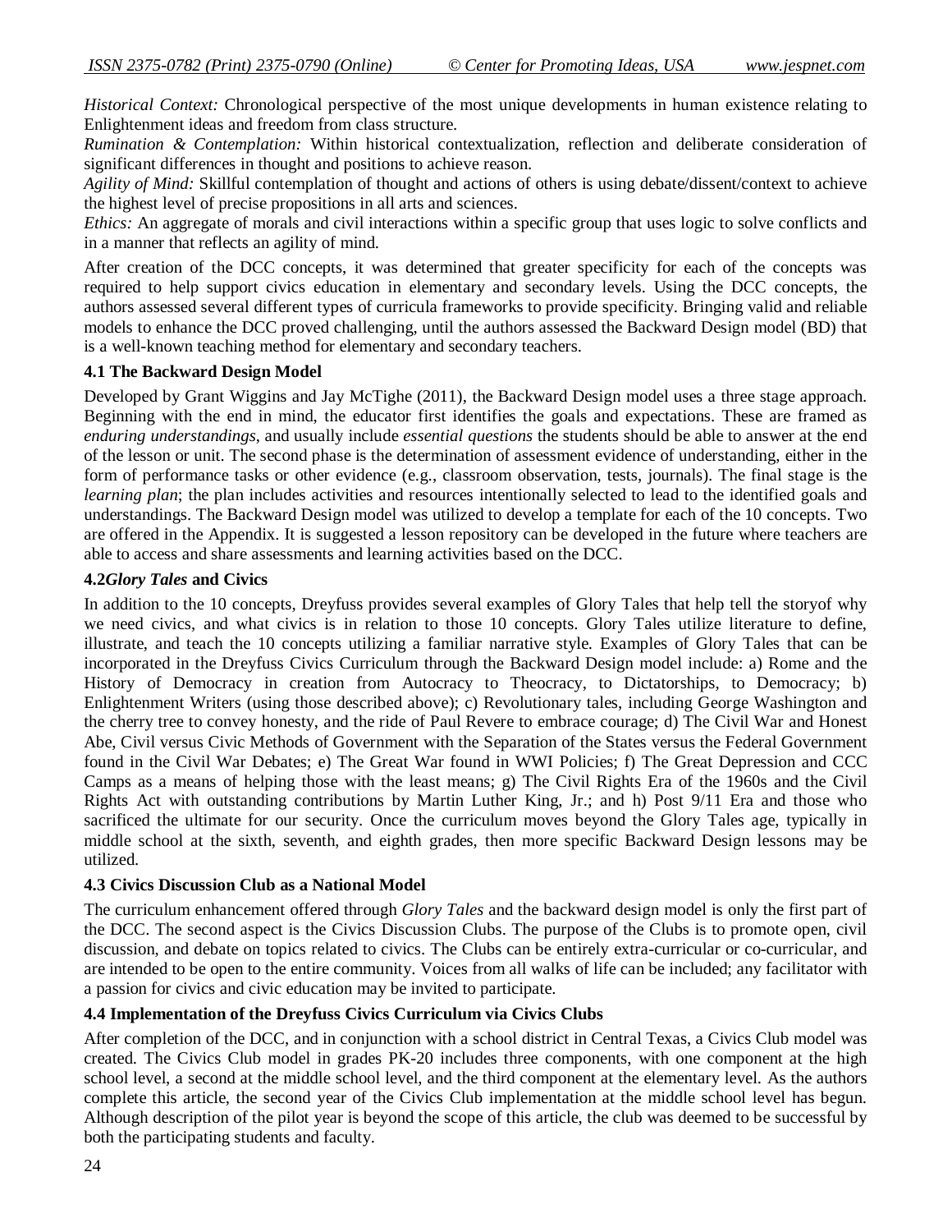*Historical Context:* Chronological perspective of the most unique developments in human existence relating to Enlightenment ideas and freedom from class structure.

*Rumination & Contemplation:* Within historical contextualization, reflection and deliberate consideration of significant differences in thought and positions to achieve reason.

*Agility of Mind:* Skillful contemplation of thought and actions of others is using debate/dissent/context to achieve the highest level of precise propositions in all arts and sciences.

*Ethics:* An aggregate of morals and civil interactions within a specific group that uses logic to solve conflicts and in a manner that reflects an agility of mind.

After creation of the DCC concepts, it was determined that greater specificity for each of the concepts was required to help support civics education in elementary and secondary levels. Using the DCC concepts, the authors assessed several different types of curricula frameworks to provide specificity. Bringing valid and reliable models to enhance the DCC proved challenging, until the authors assessed the Backward Design model (BD) that is a well-known teaching method for elementary and secondary teachers.

### 4.1 The Backward Design Model

Developed by Grant Wiggins and Jay McTighe (2011), the Backward Design model uses a three stage approach. Beginning with the end in mind, the educator first identifies the goals and expectations. These are framed as *enduring understandings*, and usually include *essential questions* the students should be able to answer at the end of the lesson or unit. The second phase is the determination of assessment evidence of understanding, either in the form of performance tasks or other evidence (e.g., classroom observation, tests, journals). The final stage is the *learning plan*; the plan includes activities and resources intentionally selected to lead to the identified goals and understandings. The Backward Design model was utilized to develop a template for each of the 10 concepts. Two are offered in the Appendix. It is suggested a lesson repository can be developed in the future where teachers are able to access and share assessments and learning activities based on the DCC.

### 4.2 *Glory Tales* and Civics

In addition to the 10 concepts, Dreyfuss provides several examples of Glory Tales that help tell the storyof why we need civics, and what civics is in relation to those 10 concepts. Glory Tales utilize literature to define, illustrate, and teach the 10 concepts utilizing a familiar narrative style. Examples of Glory Tales that can be incorporated in the Dreyfuss Civics Curriculum through the Backward Design model include: a) Rome and the History of Democracy in creation from Autocracy to Theocracy, to Dictatorships, to Democracy; b) Enlightenment Writers (using those described above); c) Revolutionary tales, including George Washington and the cherry tree to convey honesty, and the ride of Paul Revere to embrace courage; d) The Civil War and Honest Abe, Civil versus Civic Methods of Government with the Separation of the States versus the Federal Government found in the Civil War Debates; e) The Great War found in WWI Policies; f) The Great Depression and CCC Camps as a means of helping those with the least means; g) The Civil Rights Era of the 1960s and the Civil Rights Act with outstanding contributions by Martin Luther King, Jr.; and h) Post 9/11 Era and those who sacrificed the ultimate for our security. Once the curriculum moves beyond the Glory Tales age, typically in middle school at the sixth, seventh, and eighth grades, then more specific Backward Design lessons may be utilized.

### 4.3 Civics Discussion Club as a National Model

The curriculum enhancement offered through *Glory Tales* and the backward design model is only the first part of the DCC. The second aspect is the Civics Discussion Clubs. The purpose of the Clubs is to promote open, civil discussion, and debate on topics related to civics. The Clubs can be entirely extra-curricular or co-curricular, and are intended to be open to the entire community. Voices from all walks of life can be included; any facilitator with a passion for civics and civic education may be invited to participate.

### 4.4 Implementation of the Dreyfuss Civics Curriculum via Civics Clubs

After completion of the DCC, and in conjunction with a school district in Central Texas, a Civics Club model was created. The Civics Club model in grades PK-20 includes three components, with one component at the high school level, a second at the middle school level, and the third component at the elementary level. As the authors complete this article, the second year of the Civics Club implementation at the middle school level has begun. Although description of the pilot year is beyond the scope of this article, the club was deemed to be successful by both the participating students and faculty.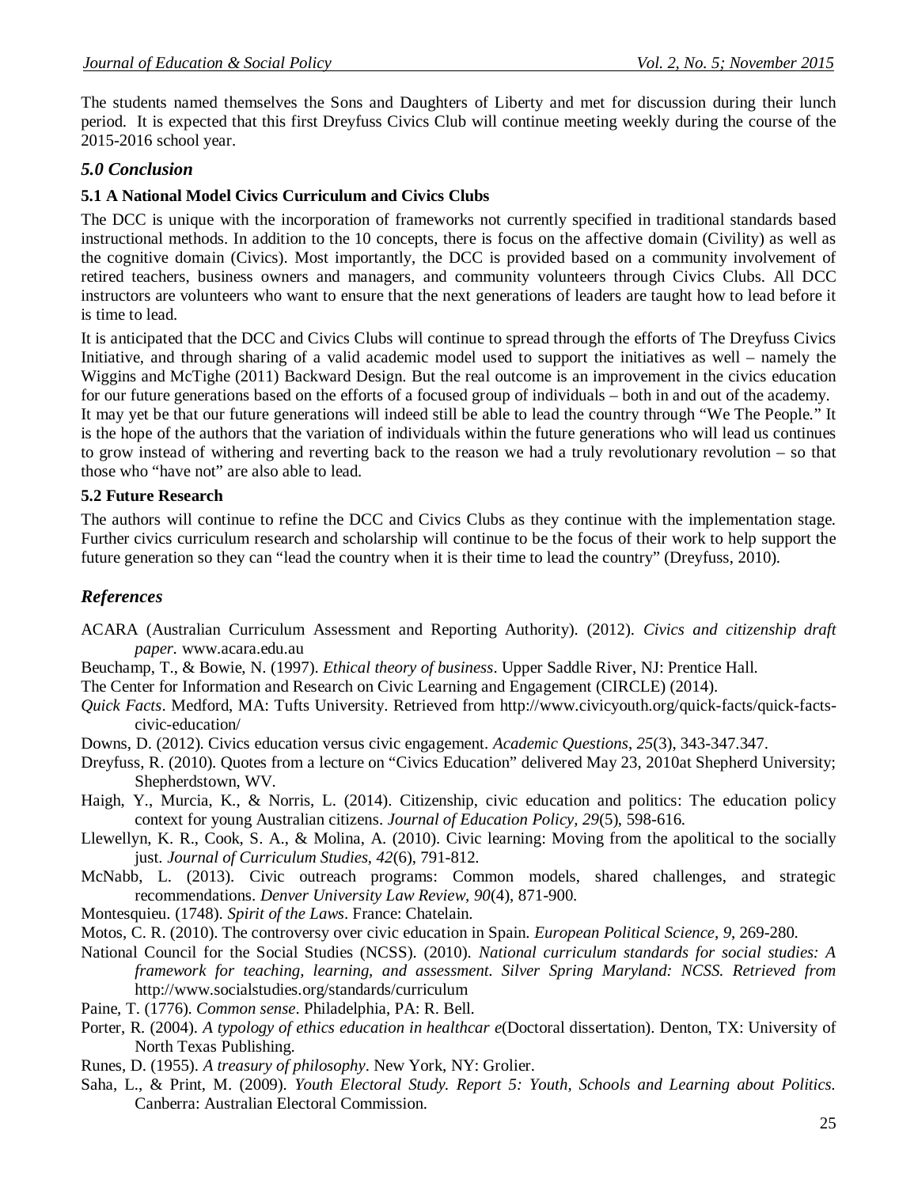The students named themselves the Sons and Daughters of Liberty and met for discussion during their lunch period. It is expected that this first Dreyfuss Civics Club will continue meeting weekly during the course of the 2015-2016 school year.

## *5.0 Conclusion*

### 5.1 A National Model Civics Curriculum and Civics Clubs

The DCC is unique with the incorporation of frameworks not currently specified in traditional standards based instructional methods. In addition to the 10 concepts, there is focus on the affective domain (Civility) as well as the cognitive domain (Civics). Most importantly, the DCC is provided based on a community involvement of retired teachers, business owners and managers, and community volunteers through Civics Clubs. All DCC instructors are volunteers who want to ensure that the next generations of leaders are taught how to lead before it is time to lead.

It is anticipated that the DCC and Civics Clubs will continue to spread through the efforts of The Dreyfuss Civics Initiative, and through sharing of a valid academic model used to support the initiatives as well – namely the Wiggins and McTighe (2011) Backward Design. But the real outcome is an improvement in the civics education for our future generations based on the efforts of a focused group of individuals – both in and out of the academy.

It may yet be that our future generations will indeed still be able to lead the country through "We The People." It is the hope of the authors that the variation of individuals within the future generations who will lead us continues to grow instead of withering and reverting back to the reason we had a truly revolutionary revolution – so that those who "have not" are also able to lead.

### 5.2 Future Research

The authors will continue to refine the DCC and Civics Clubs as they continue with the implementation stage. Further civics curriculum research and scholarship will continue to be the focus of their work to help support the future generation so they can "lead the country when it is their time to lead the country" (Dreyfuss, 2010).

## *References*

ACARA (Australian Curriculum Assessment and Reporting Authority). (2012). *Civics and citizenship draft paper*. www.acara.edu.au

Beuchamp, T., & Bowie, N. (1997). *Ethical theory of business*. Upper Saddle River, NJ: Prentice Hall.

The Center for Information and Research on Civic Learning and Engagement (CIRCLE) (2014).

*Quick Facts*. Medford, MA: Tufts University. Retrieved from http://www.civicyouth.org/quick-facts/quick-facts-civic-education/

Downs, D. (2012). Civics education versus civic engagement. *Academic Questions*, *25*(3), 343-347.347.

Dreyfuss, R. (2010). Quotes from a lecture on "Civics Education" delivered May 23, 2010at Shepherd University; Shepherdstown, WV.

Haigh, Y., Murcia, K., & Norris, L. (2014). Citizenship, civic education and politics: The education policy context for young Australian citizens. *Journal of Education Policy, 29*(5), 598-616.

Llewellyn, K. R., Cook, S. A., & Molina, A. (2010). Civic learning: Moving from the apolitical to the socially just. *Journal of Curriculum Studies, 42*(6), 791-812.

McNabb, L. (2013). Civic outreach programs: Common models, shared challenges, and strategic recommendations. *Denver University Law Review, 90*(4), 871-900.

Montesquieu. (1748). *Spirit of the Laws*. France: Chatelain.

Motos, C. R. (2010). The controversy over civic education in Spain. *European Political Science, 9*, 269-280.

National Council for the Social Studies (NCSS). (2010). *National curriculum standards for social studies: A framework for teaching, learning, and assessment. Silver Spring Maryland: NCSS. Retrieved from* http://www.socialstudies.org/standards/curriculum

Paine, T. (1776). *Common sense*. Philadelphia, PA: R. Bell.

Porter, R. (2004). *A typology of ethics education in healthcar e*(Doctoral dissertation). Denton, TX: University of North Texas Publishing.

Runes, D. (1955). *A treasury of philosophy*. New York, NY: Grolier.

Saha, L., & Print, M. (2009). *Youth Electoral Study. Report 5: Youth, Schools and Learning about Politics*. Canberra: Australian Electoral Commission.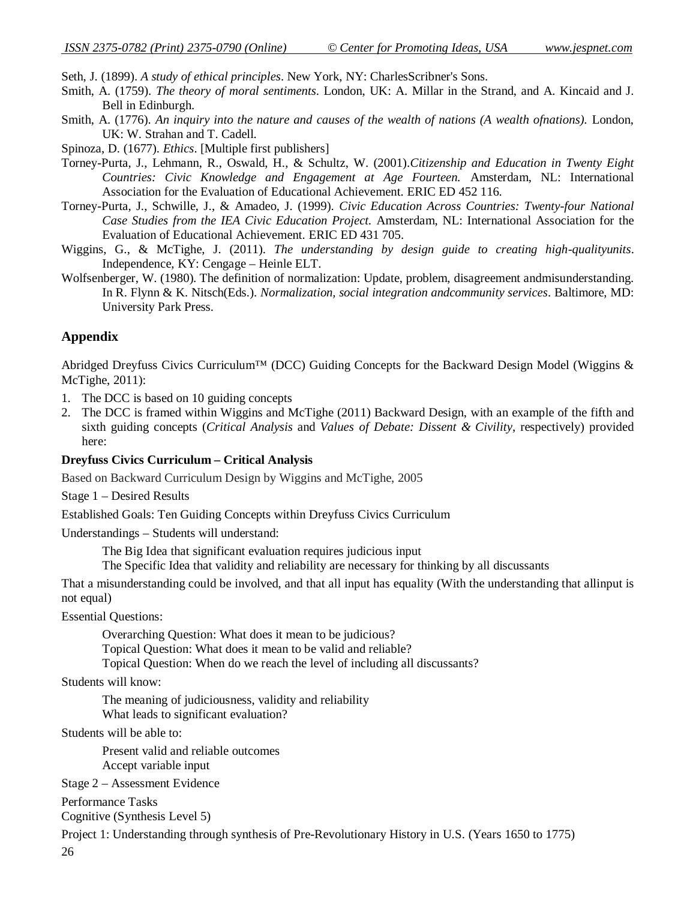Seth, J. (1899). *A study of ethical principles*. New York, NY: CharlesScribner's Sons.

Smith, A. (1759). *The theory of moral sentiments*. London, UK: A. Millar in the Strand, and A. Kincaid and J. Bell in Edinburgh.

Smith, A. (1776). *An inquiry into the nature and causes of the wealth of nations (A wealth ofnations)*. London, UK: W. Strahan and T. Cadell.

Spinoza, D. (1677). *Ethics*. [Multiple first publishers]

Torney-Purta, J., Lehmann, R., Oswald, H., & Schultz, W. (2001).*Citizenship and Education in Twenty Eight Countries: Civic Knowledge and Engagement at Age Fourteen.* Amsterdam, NL: International Association for the Evaluation of Educational Achievement. ERIC ED 452 116.

Torney-Purta, J., Schwille, J., & Amadeo, J. (1999). *Civic Education Across Countries: Twenty-four National Case Studies from the IEA Civic Education Project.* Amsterdam, NL: International Association for the Evaluation of Educational Achievement. ERIC ED 431 705.

Wiggins, G., & McTighe, J. (2011). *The understanding by design guide to creating high-qualityunits*. Independence, KY: Cengage – Heinle ELT.

Wolfsenberger, W. (1980). The definition of normalization: Update, problem, disagreement andmisunderstanding. In R. Flynn & K. Nitsch(Eds.). *Normalization, social integration andcommunity services*. Baltimore, MD: University Park Press.

## Appendix

Abridged Dreyfuss Civics Curriculum™ (DCC) Guiding Concepts for the Backward Design Model (Wiggins & McTighe, 2011):

1. The DCC is based on 10 guiding concepts
2. The DCC is framed within Wiggins and McTighe (2011) Backward Design, with an example of the fifth and sixth guiding concepts (*Critical Analysis* and *Values of Debate: Dissent & Civility*, respectively) provided here:

**Dreyfuss Civics Curriculum – Critical Analysis**

Based on Backward Curriculum Design by Wiggins and McTighe, 2005

Stage 1 – Desired Results

Established Goals: Ten Guiding Concepts within Dreyfuss Civics Curriculum

Understandings – Students will understand:

The Big Idea that significant evaluation requires judicious input

The Specific Idea that validity and reliability are necessary for thinking by all discussants

That a misunderstanding could be involved, and that all input has equality (With the understanding that allinput is not equal)

Essential Questions:

Overarching Question: What does it mean to be judicious?

Topical Question: What does it mean to be valid and reliable?

Topical Question: When do we reach the level of including all discussants?

Students will know:

The meaning of judiciousness, validity and reliability

What leads to significant evaluation?

Students will be able to:

Present valid and reliable outcomes

Accept variable input

Stage 2 – Assessment Evidence

Performance Tasks

Cognitive (Synthesis Level 5)

Project 1: Understanding through synthesis of Pre-Revolutionary History in U.S. (Years 1650 to 1775)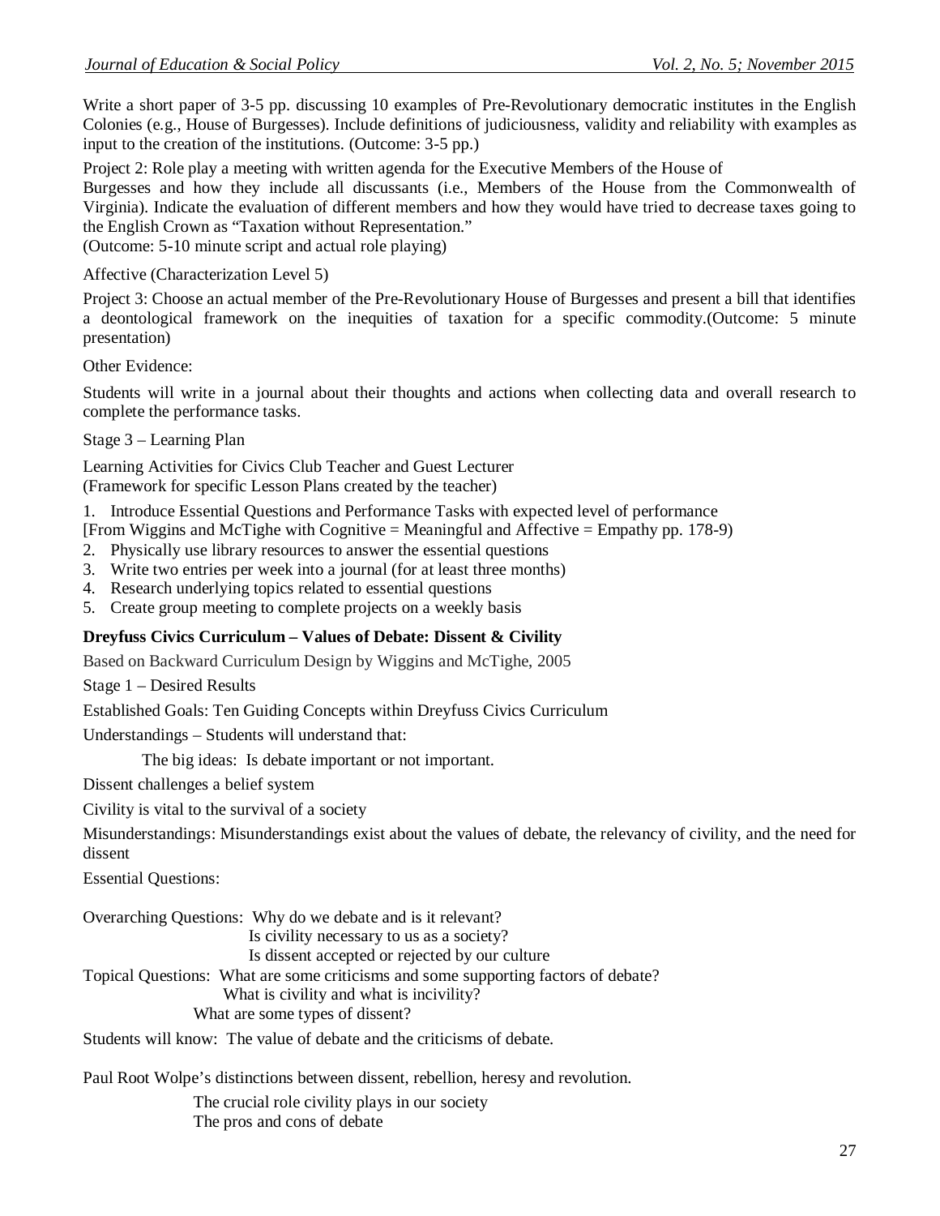Write a short paper of 3-5 pp. discussing 10 examples of Pre-Revolutionary democratic institutes in the English Colonies (e.g., House of Burgesses). Include definitions of judiciousness, validity and reliability with examples as input to the creation of the institutions. (Outcome: 3-5 pp.)

Project 2: Role play a meeting with written agenda for the Executive Members of the House of Burgesses and how they include all discussants (i.e., Members of the House from the Commonwealth of Virginia). Indicate the evaluation of different members and how they would have tried to decrease taxes going to the English Crown as "Taxation without Representation."
(Outcome: 5-10 minute script and actual role playing)

Affective (Characterization Level 5)

Project 3: Choose an actual member of the Pre-Revolutionary House of Burgesses and present a bill that identifies a deontological framework on the inequities of taxation for a specific commodity.(Outcome: 5 minute presentation)

Other Evidence:

Students will write in a journal about their thoughts and actions when collecting data and overall research to complete the performance tasks.

Stage 3 – Learning Plan

Learning Activities for Civics Club Teacher and Guest Lecturer
(Framework for specific Lesson Plans created by the teacher)

1. Introduce Essential Questions and Performance Tasks with expected level of performance
[From Wiggins and McTighe with Cognitive = Meaningful and Affective = Empathy pp. 178-9)
2. Physically use library resources to answer the essential questions
3. Write two entries per week into a journal (for at least three months)
4. Research underlying topics related to essential questions
5. Create group meeting to complete projects on a weekly basis

**Dreyfuss Civics Curriculum – Values of Debate: Dissent & Civility**

Based on Backward Curriculum Design by Wiggins and McTighe, 2005

Stage 1 – Desired Results

Established Goals: Ten Guiding Concepts within Dreyfuss Civics Curriculum

Understandings – Students will understand that:

The big ideas: Is debate important or not important.

Dissent challenges a belief system

Civility is vital to the survival of a society

Misunderstandings: Misunderstandings exist about the values of debate, the relevancy of civility, and the need for dissent

Essential Questions:

Overarching Questions: Why do we debate and is it relevant?
Is civility necessary to us as a society?
Is dissent accepted or rejected by our culture

Topical Questions: What are some criticisms and some supporting factors of debate?
What is civility and what is incivility?
What are some types of dissent?

Students will know: The value of debate and the criticisms of debate.

Paul Root Wolpe's distinctions between dissent, rebellion, heresy and revolution.

The crucial role civility plays in our society
The pros and cons of debate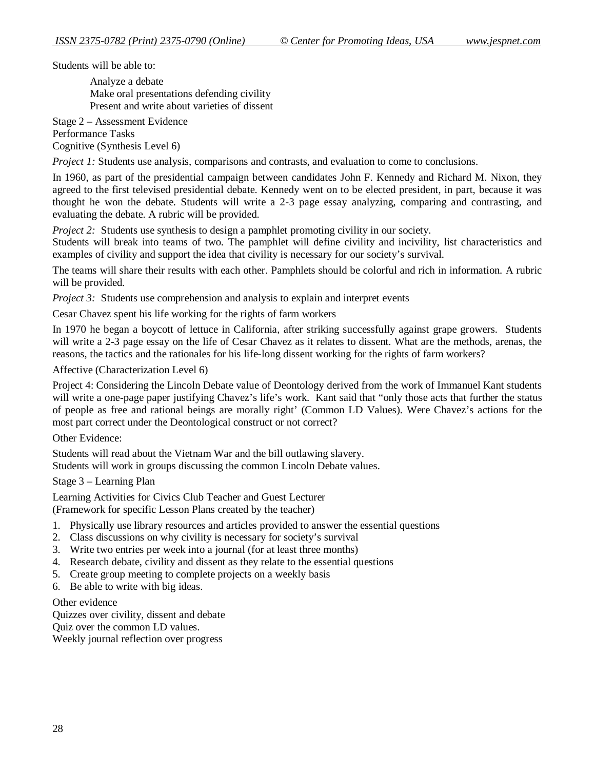Students will be able to:

Analyze a debate
Make oral presentations defending civility
Present and write about varieties of dissent

Stage 2 – Assessment Evidence
Performance Tasks
Cognitive (Synthesis Level 6)

*Project 1:* Students use analysis, comparisons and contrasts, and evaluation to come to conclusions.

In 1960, as part of the presidential campaign between candidates John F. Kennedy and Richard M. Nixon, they agreed to the first televised presidential debate. Kennedy went on to be elected president, in part, because it was thought he won the debate. Students will write a 2-3 page essay analyzing, comparing and contrasting, and evaluating the debate. A rubric will be provided.

*Project 2:* Students use synthesis to design a pamphlet promoting civility in our society.
Students will break into teams of two. The pamphlet will define civility and incivility, list characteristics and examples of civility and support the idea that civility is necessary for our society's survival.

The teams will share their results with each other. Pamphlets should be colorful and rich in information. A rubric will be provided.

*Project 3:* Students use comprehension and analysis to explain and interpret events

Cesar Chavez spent his life working for the rights of farm workers

In 1970 he began a boycott of lettuce in California, after striking successfully against grape growers. Students will write a 2-3 page essay on the life of Cesar Chavez as it relates to dissent. What are the methods, arenas, the reasons, the tactics and the rationales for his life-long dissent working for the rights of farm workers?

Affective (Characterization Level 6)

Project 4: Considering the Lincoln Debate value of Deontology derived from the work of Immanuel Kant students will write a one-page paper justifying Chavez's life's work. Kant said that "only those acts that further the status of people as free and rational beings are morally right' (Common LD Values). Were Chavez's actions for the most part correct under the Deontological construct or not correct?

Other Evidence:

Students will read about the Vietnam War and the bill outlawing slavery.
Students will work in groups discussing the common Lincoln Debate values.

Stage 3 – Learning Plan

Learning Activities for Civics Club Teacher and Guest Lecturer
(Framework for specific Lesson Plans created by the teacher)

1. Physically use library resources and articles provided to answer the essential questions
2. Class discussions on why civility is necessary for society's survival
3. Write two entries per week into a journal (for at least three months)
4. Research debate, civility and dissent as they relate to the essential questions
5. Create group meeting to complete projects on a weekly basis
6. Be able to write with big ideas.

Other evidence
Quizzes over civility, dissent and debate
Quiz over the common LD values.
Weekly journal reflection over progress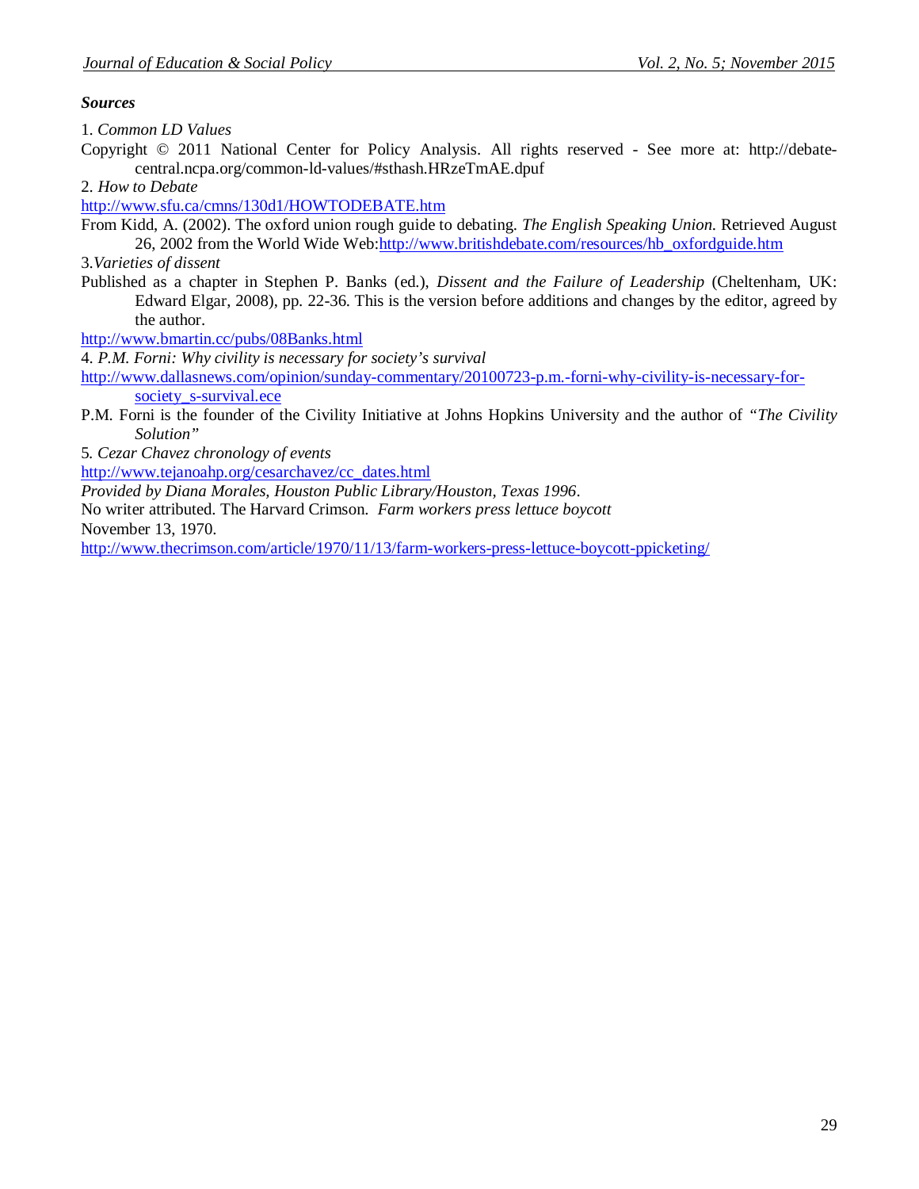***Sources***

1. *Common LD Values*

Copyright © 2011 National Center for Policy Analysis. All rights reserved - See more at: http://debate-central.ncpa.org/common-ld-values/#sthash.HRzeTmAE.dpuf

2. *How to Debate*

http://www.sfu.ca/cmns/130d1/HOWTODEBATE.htm

From Kidd, A. (2002). The oxford union rough guide to debating. *The English Speaking Union.* Retrieved August 26, 2002 from the World Wide Web:http://www.britishdebate.com/resources/hb_oxfordguide.htm

3.*Varieties of dissent*

Published as a chapter in Stephen P. Banks (ed.), *Dissent and the Failure of Leadership* (Cheltenham, UK: Edward Elgar, 2008), pp. 22-36. This is the version before additions and changes by the editor, agreed by the author.

http://www.bmartin.cc/pubs/08Banks.html

4. *P.M. Forni: Why civility is necessary for society's survival*

http://www.dallasnews.com/opinion/sunday-commentary/20100723-p.m.-forni-why-civility-is-necessary-for-society_s-survival.ece

P.M. Forni is the founder of the Civility Initiative at Johns Hopkins University and the author of *"The Civility Solution"*

5. *Cezar Chavez chronology of events*

http://www.tejanoahp.org/cesarchavez/cc_dates.html

*Provided by Diana Morales, Houston Public Library/Houston, Texas 1996*.

No writer attributed. The Harvard Crimson. *Farm workers press lettuce boycott*

November 13, 1970.

http://www.thecrimson.com/article/1970/11/13/farm-workers-press-lettuce-boycott-ppicketing/